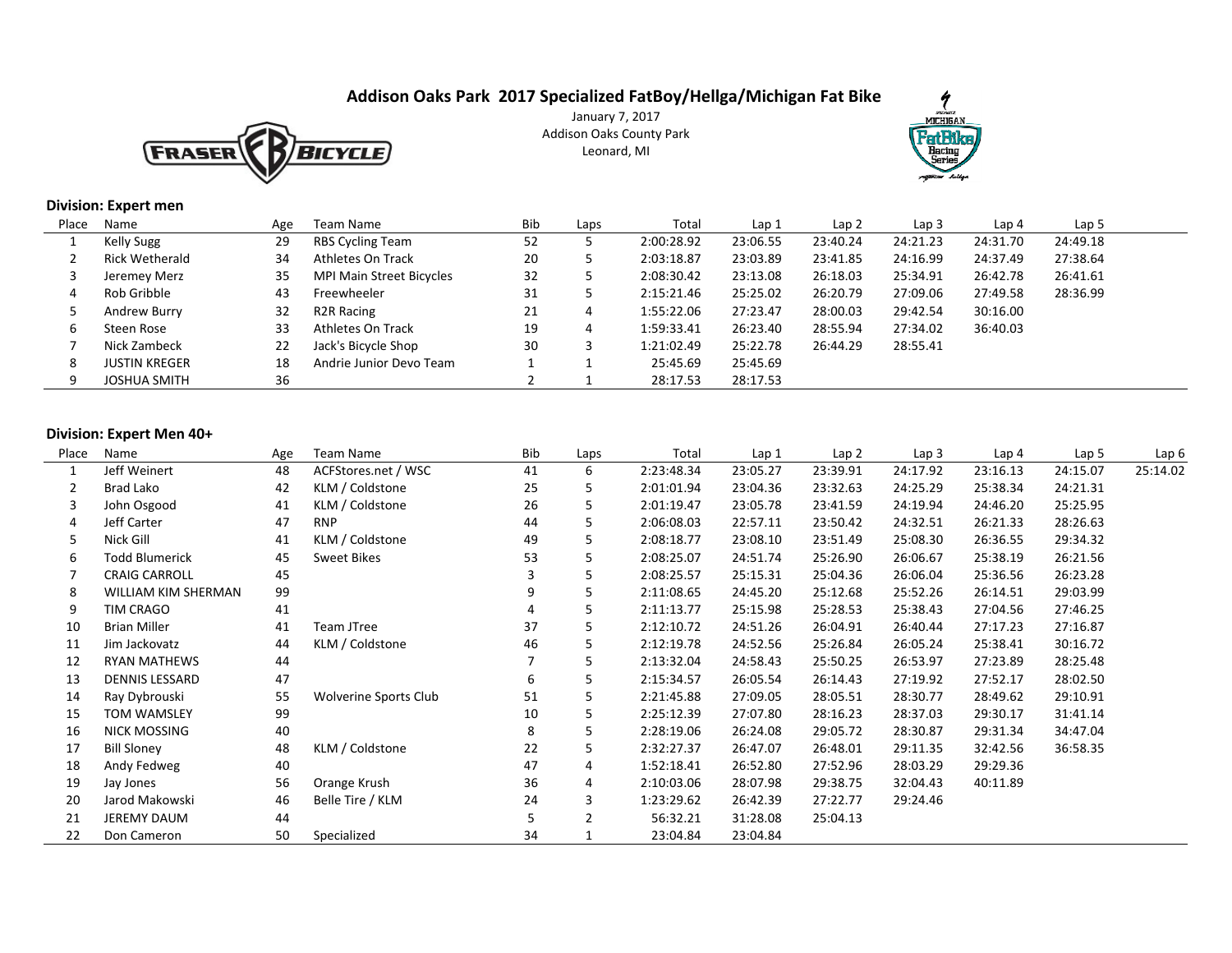# Addison Oaks Park 2017 Specialized FatBoy/Hellga/Michigan Fat Bike

January 7, 2017
Addison Oaks County Park
Leonard, MI

### Division: Expert men

| Place | Name | Age | Team Name | Bib | Laps | Total | Lap 1 | Lap 2 | Lap 3 | Lap 4 | Lap 5 |
|---|---|---|---|---|---|---|---|---|---|---|---|
| 1 | Kelly Sugg | 29 | RBS Cycling Team | 52 | 5 | 2:00:28.92 | 23:06.55 | 23:40.24 | 24:21.23 | 24:31.70 | 24:49.18 |
| 2 | Rick Wetherald | 34 | Athletes On Track | 20 | 5 | 2:03:18.87 | 23:03.89 | 23:41.85 | 24:16.99 | 24:37.49 | 27:38.64 |
| 3 | Jeremey Merz | 35 | MPI Main Street Bicycles | 32 | 5 | 2:08:30.42 | 23:13.08 | 26:18.03 | 25:34.91 | 26:42.78 | 26:41.61 |
| 4 | Rob Gribble | 43 | Freewheeler | 31 | 5 | 2:15:21.46 | 25:25.02 | 26:20.79 | 27:09.06 | 27:49.58 | 28:36.99 |
| 5 | Andrew Burry | 32 | R2R Racing | 21 | 4 | 1:55:22.06 | 27:23.47 | 28:00.03 | 29:42.54 | 30:16.00 | |
| 6 | Steen Rose | 33 | Athletes On Track | 19 | 4 | 1:59:33.41 | 26:23.40 | 28:55.94 | 27:34.02 | 36:40.03 | |
| 7 | Nick Zambeck | 22 | Jack's Bicycle Shop | 30 | 3 | 1:21:02.49 | 25:22.78 | 26:44.29 | 28:55.41 | | |
| 8 | JUSTIN KREGER | 18 | Andrie Junior Devo Team | 1 | 1 | 25:45.69 | 25:45.69 | | | | |
| 9 | JOSHUA SMITH | 36 | | 2 | 1 | 28:17.53 | 28:17.53 | | | | |

### Division: Expert Men 40+

| Place | Name | Age | Team Name | Bib | Laps | Total | Lap 1 | Lap 2 | Lap 3 | Lap 4 | Lap 5 | Lap 6 |
|---|---|---|---|---|---|---|---|---|---|---|---|---|
| 1 | Jeff Weinert | 48 | ACFStores.net / WSC | 41 | 6 | 2:23:48.34 | 23:05.27 | 23:39.91 | 24:17.92 | 23:16.13 | 24:15.07 | 25:14.02 |
| 2 | Brad Lako | 42 | KLM / Coldstone | 25 | 5 | 2:01:01.94 | 23:04.36 | 23:32.63 | 24:25.29 | 25:38.34 | 24:21.31 | |
| 3 | John Osgood | 41 | KLM / Coldstone | 26 | 5 | 2:01:19.47 | 23:05.78 | 23:41.59 | 24:19.94 | 24:46.20 | 25:25.95 | |
| 4 | Jeff Carter | 47 | RNP | 44 | 5 | 2:06:08.03 | 22:57.11 | 23:50.42 | 24:32.51 | 26:21.33 | 28:26.63 | |
| 5 | Nick Gill | 41 | KLM / Coldstone | 49 | 5 | 2:08:18.77 | 23:08.10 | 23:51.49 | 25:08.30 | 26:36.55 | 29:34.32 | |
| 6 | Todd Blumerick | 45 | Sweet Bikes | 53 | 5 | 2:08:25.07 | 24:51.74 | 25:26.90 | 26:06.67 | 25:38.19 | 26:21.56 | |
| 7 | CRAIG CARROLL | 45 | | 3 | 5 | 2:08:25.57 | 25:15.31 | 25:04.36 | 26:06.04 | 25:36.56 | 26:23.28 | |
| 8 | WILLIAM KIM SHERMAN | 99 | | 9 | 5 | 2:11:08.65 | 24:45.20 | 25:12.68 | 25:52.26 | 26:14.51 | 29:03.99 | |
| 9 | TIM CRAGO | 41 | | 4 | 5 | 2:11:13.77 | 25:15.98 | 25:28.53 | 25:38.43 | 27:04.56 | 27:46.25 | |
| 10 | Brian Miller | 41 | Team JTree | 37 | 5 | 2:12:10.72 | 24:51.26 | 26:04.91 | 26:40.44 | 27:17.23 | 27:16.87 | |
| 11 | Jim Jackovatz | 44 | KLM / Coldstone | 46 | 5 | 2:12:19.78 | 24:52.56 | 25:26.84 | 26:05.24 | 25:38.41 | 30:16.72 | |
| 12 | RYAN MATHEWS | 44 | | 7 | 5 | 2:13:32.04 | 24:58.43 | 25:50.25 | 26:53.97 | 27:23.89 | 28:25.48 | |
| 13 | DENNIS LESSARD | 47 | | 6 | 5 | 2:15:34.57 | 26:05.54 | 26:14.43 | 27:19.92 | 27:52.17 | 28:02.50 | |
| 14 | Ray Dybrouski | 55 | Wolverine Sports Club | 51 | 5 | 2:21:45.88 | 27:09.05 | 28:05.51 | 28:30.77 | 28:49.62 | 29:10.91 | |
| 15 | TOM WAMSLEY | 99 | | 10 | 5 | 2:25:12.39 | 27:07.80 | 28:16.23 | 28:37.03 | 29:30.17 | 31:41.14 | |
| 16 | NICK MOSSING | 40 | | 8 | 5 | 2:28:19.06 | 26:24.08 | 29:05.72 | 28:30.87 | 29:31.34 | 34:47.04 | |
| 17 | Bill Sloney | 48 | KLM / Coldstone | 22 | 5 | 2:32:27.37 | 26:47.07 | 26:48.01 | 29:11.35 | 32:42.56 | 36:58.35 | |
| 18 | Andy Fedweg | 40 | | 47 | 4 | 1:52:18.41 | 26:52.80 | 27:52.96 | 28:03.29 | 29:29.36 | | |
| 19 | Jay Jones | 56 | Orange Krush | 36 | 4 | 2:10:03.06 | 28:07.98 | 29:38.75 | 32:04.43 | 40:11.89 | | |
| 20 | Jarod Makowski | 46 | Belle Tire / KLM | 24 | 3 | 1:23:29.62 | 26:42.39 | 27:22.77 | 29:24.46 | | | |
| 21 | JEREMY DAUM | 44 | | 5 | 2 | 56:32.21 | 31:28.08 | 25:04.13 | | | | |
| 22 | Don Cameron | 50 | Specialized | 34 | 1 | 23:04.84 | 23:04.84 | | | | | |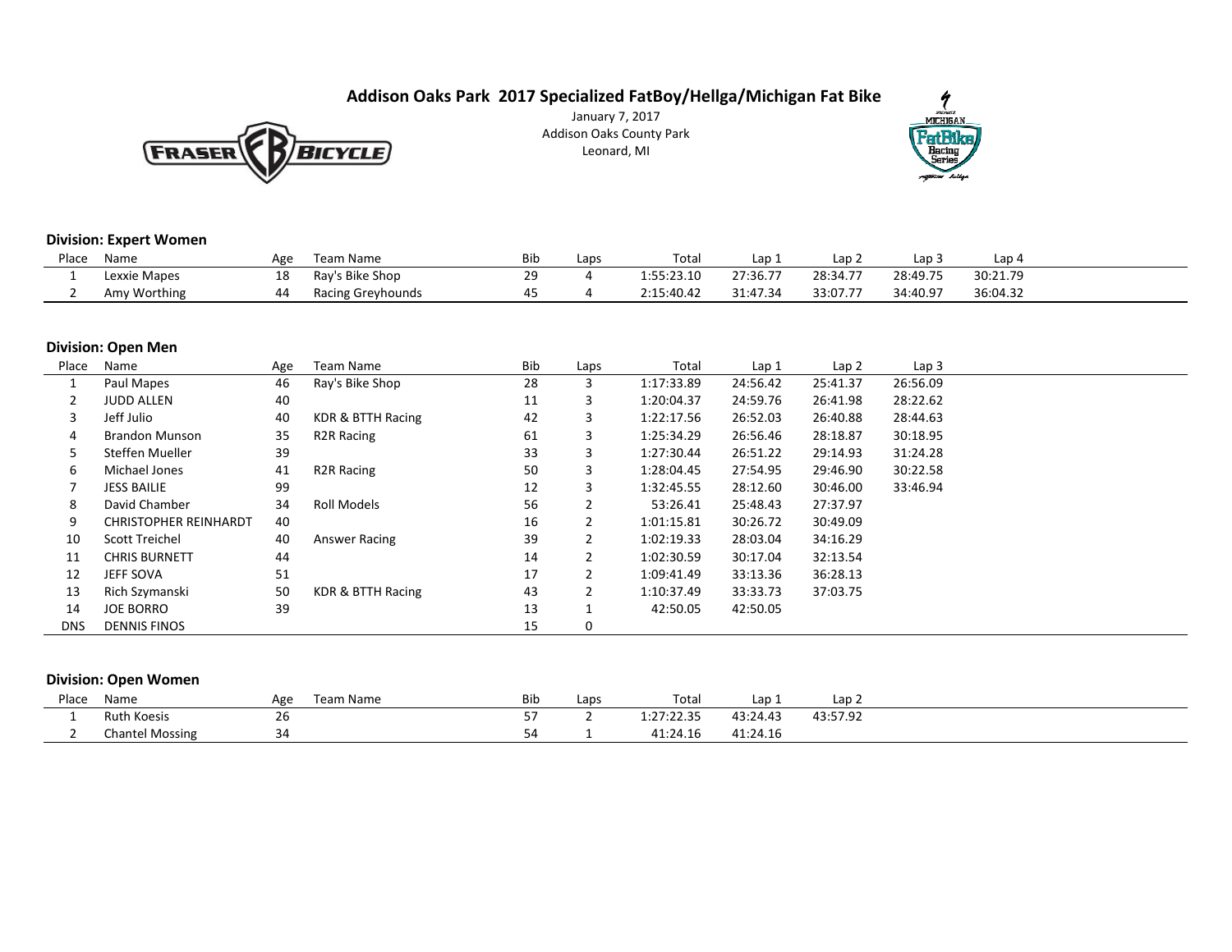## Addison Oaks Park 2017 Specialized FatBoy/Hellga/Michigan Fat Bike

January 7, 2017
Addison Oaks County Park
Leonard, MI

### Division: Expert Women

| Place | Name | Age | Team Name | Bib | Laps | Total | Lap 1 | Lap 2 | Lap 3 | Lap 4 |
|---|---|---|---|---|---|---|---|---|---|---|
| 1 | Lexxie Mapes | 18 | Ray's Bike Shop | 29 | 4 | 1:55:23.10 | 27:36.77 | 28:34.77 | 28:49.75 | 30:21.79 |
| 2 | Amy Worthing | 44 | Racing Greyhounds | 45 | 4 | 2:15:40.42 | 31:47.34 | 33:07.77 | 34:40.97 | 36:04.32 |

### Division: Open Men

| Place | Name | Age | Team Name | Bib | Laps | Total | Lap 1 | Lap 2 | Lap 3 |
|---|---|---|---|---|---|---|---|---|---|
| 1 | Paul Mapes | 46 | Ray's Bike Shop | 28 | 3 | 1:17:33.89 | 24:56.42 | 25:41.37 | 26:56.09 |
| 2 | JUDD ALLEN | 40 | | 11 | 3 | 1:20:04.37 | 24:59.76 | 26:41.98 | 28:22.62 |
| 3 | Jeff Julio | 40 | KDR & BTTH Racing | 42 | 3 | 1:22:17.56 | 26:52.03 | 26:40.88 | 28:44.63 |
| 4 | Brandon Munson | 35 | R2R Racing | 61 | 3 | 1:25:34.29 | 26:56.46 | 28:18.87 | 30:18.95 |
| 5 | Steffen Mueller | 39 | | 33 | 3 | 1:27:30.44 | 26:51.22 | 29:14.93 | 31:24.28 |
| 6 | Michael Jones | 41 | R2R Racing | 50 | 3 | 1:28:04.45 | 27:54.95 | 29:46.90 | 30:22.58 |
| 7 | JESS BAILIE | 99 | | 12 | 3 | 1:32:45.55 | 28:12.60 | 30:46.00 | 33:46.94 |
| 8 | David Chamber | 34 | Roll Models | 56 | 2 | 53:26.41 | 25:48.43 | 27:37.97 | |
| 9 | CHRISTOPHER REINHARDT | 40 | | 16 | 2 | 1:01:15.81 | 30:26.72 | 30:49.09 | |
| 10 | Scott Treichel | 40 | Answer Racing | 39 | 2 | 1:02:19.33 | 28:03.04 | 34:16.29 | |
| 11 | CHRIS BURNETT | 44 | | 14 | 2 | 1:02:30.59 | 30:17.04 | 32:13.54 | |
| 12 | JEFF SOVA | 51 | | 17 | 2 | 1:09:41.49 | 33:13.36 | 36:28.13 | |
| 13 | Rich Szymanski | 50 | KDR & BTTH Racing | 43 | 2 | 1:10:37.49 | 33:33.73 | 37:03.75 | |
| 14 | JOE BORRO | 39 | | 13 | 1 | 42:50.05 | 42:50.05 | | |
| DNS | DENNIS FINOS | | | 15 | 0 | | | | |

### Division: Open Women

| Place | Name | Age | Team Name | Bib | Laps | Total | Lap 1 | Lap 2 |
|---|---|---|---|---|---|---|---|---|
| 1 | Ruth Koesis | 26 | | 57 | 2 | 1:27:22.35 | 43:24.43 | 43:57.92 |
| 2 | Chantel Mossing | 34 | | 54 | 1 | 41:24.16 | 41:24.16 | |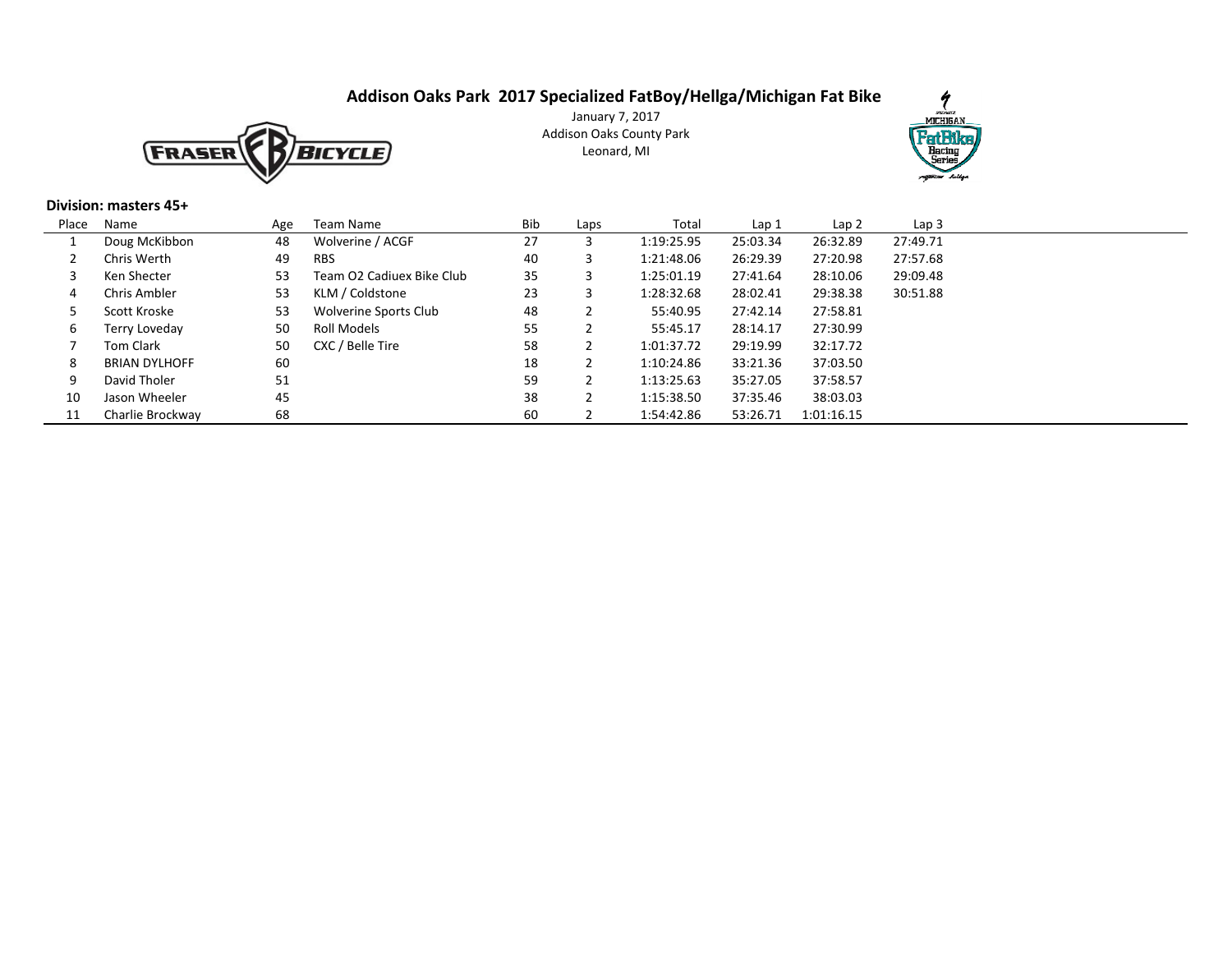# Addison Oaks Park 2017 Specialized FatBoy/Hellga/Michigan Fat Bike

January 7, 2017
Addison Oaks County Park
Leonard, MI

**Division: masters 45+**

| Place | Name | Age | Team Name | Bib | Laps | Total | Lap 1 | Lap 2 | Lap 3 |
|---|---|---|---|---|---|---|---|---|---|
| 1 | Doug McKibbon | 48 | Wolverine / ACGF | 27 | 3 | 1:19:25.95 | 25:03.34 | 26:32.89 | 27:49.71 |
| 2 | Chris Werth | 49 | RBS | 40 | 3 | 1:21:48.06 | 26:29.39 | 27:20.98 | 27:57.68 |
| 3 | Ken Shecter | 53 | Team O2 Cadiuex Bike Club | 35 | 3 | 1:25:01.19 | 27:41.64 | 28:10.06 | 29:09.48 |
| 4 | Chris Ambler | 53 | KLM / Coldstone | 23 | 3 | 1:28:32.68 | 28:02.41 | 29:38.38 | 30:51.88 |
| 5 | Scott Kroske | 53 | Wolverine Sports Club | 48 | 2 | 55:40.95 | 27:42.14 | 27:58.81 | |
| 6 | Terry Loveday | 50 | Roll Models | 55 | 2 | 55:45.17 | 28:14.17 | 27:30.99 | |
| 7 | Tom Clark | 50 | CXC / Belle Tire | 58 | 2 | 1:01:37.72 | 29:19.99 | 32:17.72 | |
| 8 | BRIAN DYLHOFF | 60 | | 18 | 2 | 1:10:24.86 | 33:21.36 | 37:03.50 | |
| 9 | David Tholer | 51 | | 59 | 2 | 1:13:25.63 | 35:27.05 | 37:58.57 | |
| 10 | Jason Wheeler | 45 | | 38 | 2 | 1:15:38.50 | 37:35.46 | 38:03.03 | |
| 11 | Charlie Brockway | 68 | | 60 | 2 | 1:54:42.86 | 53:26.71 | 1:01:16.15 | |